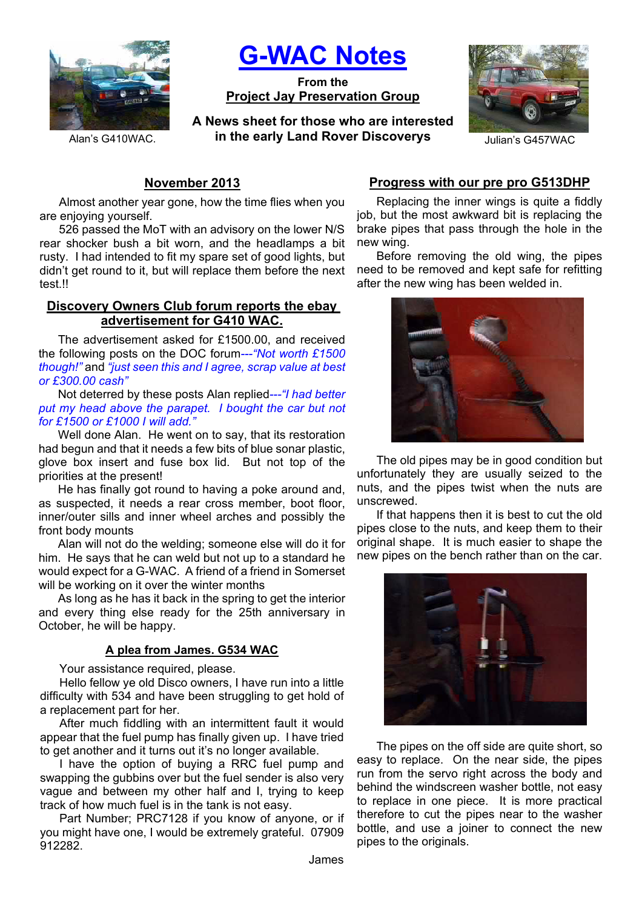# G-WAC Notes

**From the**
**Project Jay Preservation Group**

**A News sheet for those who are interested in the early Land Rover Discoverys**

Alan's G410WAC.

Julian's G457WAC

## November 2013

Almost another year gone, how the time flies when you are enjoying yourself.

526 passed the MoT with an advisory on the lower N/S rear shocker bush a bit worn, and the headlamps a bit rusty. I had intended to fit my spare set of good lights, but didn't get round to it, but will replace them before the next test.!!

## Discovery Owners Club forum reports the ebay advertisement for G410 WAC.

The advertisement asked for £1500.00, and received the following posts on the DOC forum---*"Not worth £1500 though!"* and *"just seen this and I agree, scrap value at best or £300.00 cash"*

Not deterred by these posts Alan replied---*"I had better put my head above the parapet. I bought the car but not for £1500 or £1000 I will add."*

Well done Alan. He went on to say, that its restoration had begun and that it needs a few bits of blue sonar plastic, glove box insert and fuse box lid. But not top of the priorities at the present!

He has finally got round to having a poke around and, as suspected, it needs a rear cross member, boot floor, inner/outer sills and inner wheel arches and possibly the front body mounts

Alan will not do the welding; someone else will do it for him. He says that he can weld but not up to a standard he would expect for a G-WAC. A friend of a friend in Somerset will be working on it over the winter months

As long as he has it back in the spring to get the interior and every thing else ready for the 25th anniversary in October, he will be happy.

## A plea from James. G534 WAC

Your assistance required, please.

Hello fellow ye old Disco owners, I have run into a little difficulty with 534 and have been struggling to get hold of a replacement part for her.

After much fiddling with an intermittent fault it would appear that the fuel pump has finally given up. I have tried to get another and it turns out it's no longer available.

I have the option of buying a RRC fuel pump and swapping the gubbins over but the fuel sender is also very vague and between my other half and I, trying to keep track of how much fuel is in the tank is not easy.

Part Number; PRC7128 if you know of anyone, or if you might have one, I would be extremely grateful. 07909 912282.

James

## Progress with our pre pro G513DHP

Replacing the inner wings is quite a fiddly job, but the most awkward bit is replacing the brake pipes that pass through the hole in the new wing.

Before removing the old wing, the pipes need to be removed and kept safe for refitting after the new wing has been welded in.

The old pipes may be in good condition but unfortunately they are usually seized to the nuts, and the pipes twist when the nuts are unscrewed.

If that happens then it is best to cut the old pipes close to the nuts, and keep them to their original shape. It is much easier to shape the new pipes on the bench rather than on the car.

The pipes on the off side are quite short, so easy to replace. On the near side, the pipes run from the servo right across the body and behind the windscreen washer bottle, not easy to replace in one piece. It is more practical therefore to cut the pipes near to the washer bottle, and use a joiner to connect the new pipes to the originals.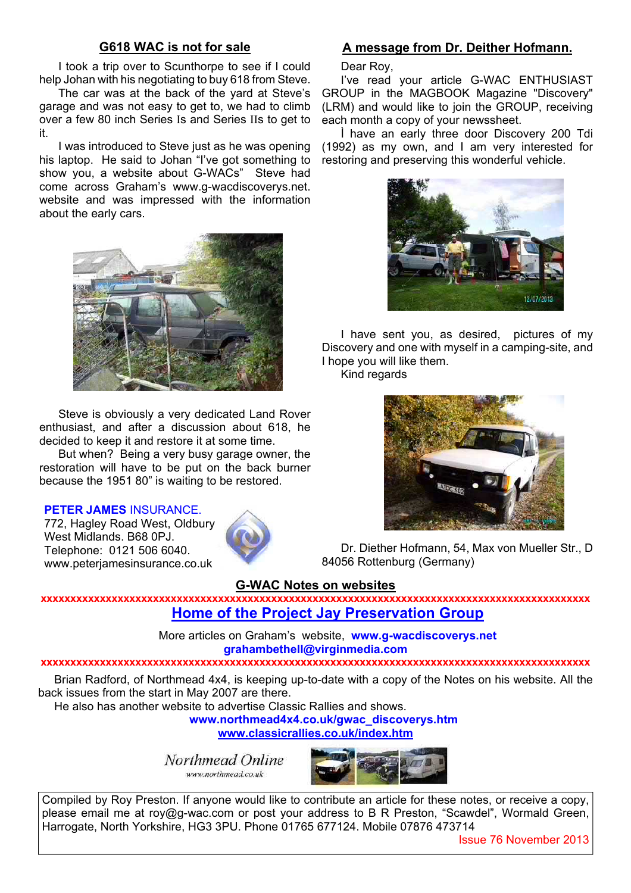## G618 WAC is not for sale

I took a trip over to Scunthorpe to see if I could help Johan with his negotiating to buy 618 from Steve.

The car was at the back of the yard at Steve's garage and was not easy to get to, we had to climb over a few 80 inch Series Is and Series IIs to get to it.

I was introduced to Steve just as he was opening his laptop. He said to Johan "I've got something to show you, a website about G-WACs" Steve had come across Graham's www.g-wacdiscoverys.net. website and was impressed with the information about the early cars.

Steve is obviously a very dedicated Land Rover enthusiast, and after a discussion about 618, he decided to keep it and restore it at some time.

But when? Being a very busy garage owner, the restoration will have to be put on the back burner because the 1951 80" is waiting to be restored.

**PETER JAMES** INSURANCE.
772, Hagley Road West, Oldbury
West Midlands. B68 0PJ.
Telephone: 0121 506 6040.
www.peterjamesinsurance.co.uk

## A message from Dr. Deither Hofmann.

Dear Roy,

I've read your article G-WAC ENTHUSIAST GROUP in the MAGBOOK Magazine "Discovery" (LRM) and would like to join the GROUP, receiving each month a copy of your newssheet.

Ì have an early three door Discovery 200 Tdi (1992) as my own, and I am very interested for restoring and preserving this wonderful vehicle.

I have sent you, as desired, pictures of my Discovery and one with myself in a camping-site, and I hope you will like them.

Kind regards

Dr. Diether Hofmann, 54, Max von Mueller Str., D 84056 Rottenburg (Germany)

## G-WAC Notes on websites

xxxxxxxxxxxxxxxxxxxxxxxxxxxxxxxxxxxxxxxxxxxxxxxxxxxxxxxxxxxxxxxxxxxxxxxxxxxxxxxxxxxxxxxxxx

**Home of the Project Jay Preservation Group**

More articles on Graham's website, **www.g-wacdiscoverys.net**
**grahambethell@virginmedia.com**

xxxxxxxxxxxxxxxxxxxxxxxxxxxxxxxxxxxxxxxxxxxxxxxxxxxxxxxxxxxxxxxxxxxxxxxxxxxxxxxxxxxxxxxxxx

Brian Radford, of Northmead 4x4, is keeping up-to-date with a copy of the Notes on his website. All the back issues from the start in May 2007 are there.

He also has another website to advertise Classic Rallies and shows.

**www.northmead4x4.co.uk/gwac_discoverys.htm**
**www.classicrallies.co.uk/index.htm**

*Northmead Online*
www.northmead.co.uk

Compiled by Roy Preston. If anyone would like to contribute an article for these notes, or receive a copy, please email me at roy@g-wac.com or post your address to B R Preston, "Scawdel", Wormald Green, Harrogate, North Yorkshire, HG3 3PU. Phone 01765 677124. Mobile 07876 473714

Issue 76 November 2013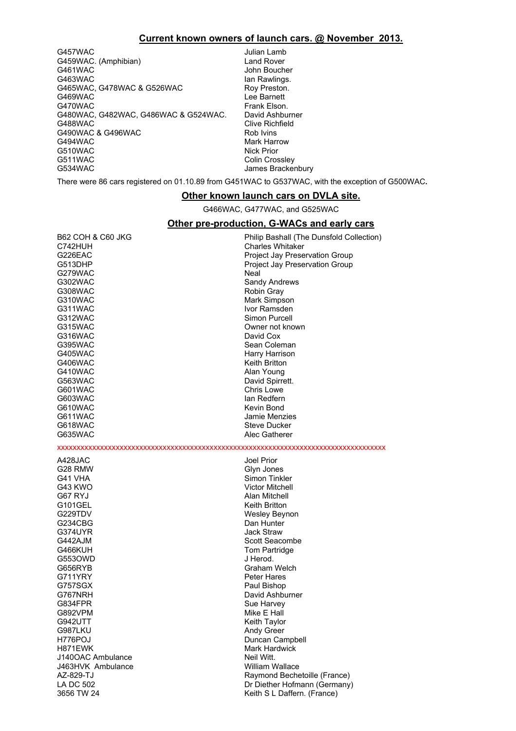## Current known owners of launch cars. @ November 2013.

| | |
|---|---|
| G457WAC | Julian Lamb |
| G459WAC. (Amphibian) | Land Rover |
| G461WAC | John Boucher |
| G463WAC | Ian Rawlings. |
| G465WAC, G478WAC & G526WAC | Roy Preston. |
| G469WAC | Lee Barnett |
| G470WAC | Frank Elson. |
| G480WAC, G482WAC, G486WAC & G524WAC. | David Ashburner |
| G488WAC | Clive Richfield |
| G490WAC & G496WAC | Rob Ivins |
| G494WAC | Mark Harrow |
| G510WAC | Nick Prior |
| G511WAC | Colin Crossley |
| G534WAC | James Brackenbury |

There were 86 cars registered on 01.10.89 from G451WAC to G537WAC, with the exception of G500WAC.

## Other known launch cars on DVLA site.

G466WAC, G477WAC, and G525WAC

## Other pre-production, G-WACs and early cars

| | |
|---|---|
| B62 COH & C60 JKG | Philip Bashall (The Dunsfold Collection) |
| C742HUH | Charles Whitaker |
| G226EAC | Project Jay Preservation Group |
| G513DHP | Project Jay Preservation Group |
| G279WAC | Neal |
| G302WAC | Sandy Andrews |
| G308WAC | Robin Gray |
| G310WAC | Mark Simpson |
| G311WAC | Ivor Ramsden |
| G312WAC | Simon Purcell |
| G315WAC | Owner not known |
| G316WAC | David Cox |
| G395WAC | Sean Coleman |
| G405WAC | Harry Harrison |
| G406WAC | Keith Britton |
| G410WAC | Alan Young |
| G563WAC | David Spirrett. |
| G601WAC | Chris Lowe |
| G603WAC | Ian Redfern |
| G610WAC | Kevin Bond |
| G611WAC | Jamie Menzies |
| G618WAC | Steve Ducker |
| G635WAC | Alec Gatherer |

xxxxxxxxxxxxxxxxxxxxxxxxxxxxxxxxxxxxxxxxxxxxxxxxxxxxxxxxxxxxxxxxxxxxxxxxxxxxxxxxxxxxxx

| | |
|---|---|
| A428JAC | Joel Prior |
| G28 RMW | Glyn Jones |
| G41 VHA | Simon Tinkler |
| G43 KWO | Victor Mitchell |
| G67 RYJ | Alan Mitchell |
| G101GEL | Keith Britton |
| G229TDV | Wesley Beynon |
| G234CBG | Dan Hunter |
| G374UYR | Jack Straw |
| G442AJM | Scott Seacombe |
| G466KUH | Tom Partridge |
| G553OWD | J Herod. |
| G656RYB | Graham Welch |
| G711YRY | Peter Hares |
| G757SGX | Paul Bishop |
| G767NRH | David Ashburner |
| G834FPR | Sue Harvey |
| G892VPM | Mike E Hall |
| G942UTT | Keith Taylor |
| G987LKU | Andy Greer |
| H776POJ | Duncan Campbell |
| H871EWK | Mark Hardwick |
| J140OAC Ambulance | Neil Witt. |
| J463HVK Ambulance | William Wallace |
| AZ-829-TJ | Raymond Bechetoille (France) |
| LA DC 502 | Dr Diether Hofmann (Germany) |
| 3656 TW 24 | Keith S L Daffern. (France) |